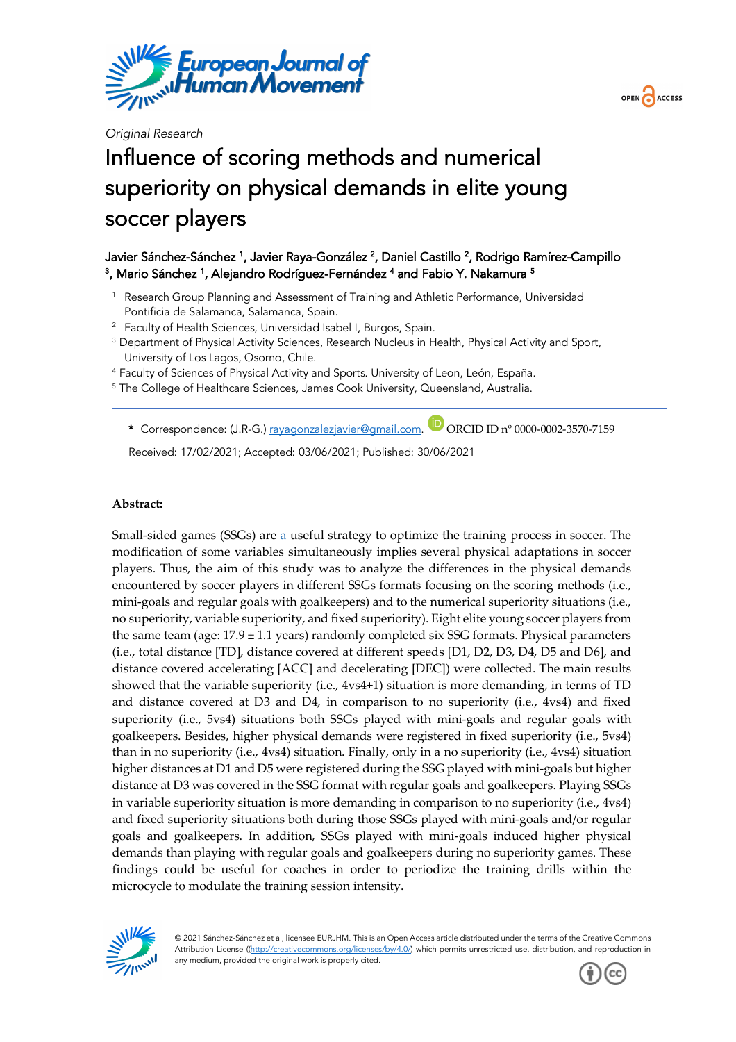*Original Research*

# Influence of scoring methods and numerical superiority on physical demands in elite young soccer players

**Javier Sánchez-Sánchez [1], Javier Raya-González [2], Daniel Castillo [2], Rodrigo Ramírez-Campillo [3], Mario Sánchez [1], Alejandro Rodríguez-Fernández [4] and Fabio Y. Nakamura [5]**

1. Research Group Planning and Assessment of Training and Athletic Performance, Universidad Pontificia de Salamanca, Salamanca, Spain.
2. Faculty of Health Sciences, Universidad Isabel I, Burgos, Spain.
3. Department of Physical Activity Sciences, Research Nucleus in Health, Physical Activity and Sport, University of Los Lagos, Osorno, Chile.
4. Faculty of Sciences of Physical Activity and Sports. University of Leon, León, España.
5. The College of Healthcare Sciences, James Cook University, Queensland, Australia.

\* Correspondence: (J.R-G.) rayagonzalezjavier@gmail.com. ORCID ID nº 0000-0002-3570-7159

Received: 17/02/2021; Accepted: 03/06/2021; Published: 30/06/2021

**Abstract:**

Small-sided games (SSGs) are a useful strategy to optimize the training process in soccer. The modification of some variables simultaneously implies several physical adaptations in soccer players. Thus, the aim of this study was to analyze the differences in the physical demands encountered by soccer players in different SSGs formats focusing on the scoring methods (i.e., mini-goals and regular goals with goalkeepers) and to the numerical superiority situations (i.e., no superiority, variable superiority, and fixed superiority). Eight elite young soccer players from the same team (age: 17.9 ± 1.1 years) randomly completed six SSG formats. Physical parameters (i.e., total distance [TD], distance covered at different speeds [D1, D2, D3, D4, D5 and D6], and distance covered accelerating [ACC] and decelerating [DEC]) were collected. The main results showed that the variable superiority (i.e., 4vs4+1) situation is more demanding, in terms of TD and distance covered at D3 and D4, in comparison to no superiority (i.e., 4vs4) and fixed superiority (i.e., 5vs4) situations both SSGs played with mini-goals and regular goals with goalkeepers. Besides, higher physical demands were registered in fixed superiority (i.e., 5vs4) than in no superiority (i.e., 4vs4) situation. Finally, only in a no superiority (i.e., 4vs4) situation higher distances at D1 and D5 were registered during the SSG played with mini-goals but higher distance at D3 was covered in the SSG format with regular goals and goalkeepers. Playing SSGs in variable superiority situation is more demanding in comparison to no superiority (i.e., 4vs4) and fixed superiority situations both during those SSGs played with mini-goals and/or regular goals and goalkeepers. In addition, SSGs played with mini-goals induced higher physical demands than playing with regular goals and goalkeepers during no superiority games. These findings could be useful for coaches in order to periodize the training drills within the microcycle to modulate the training session intensity.

© 2021 Sánchez-Sánchez et al, licensee EURJHM. This is an Open Access article distributed under the terms of the Creative Commons Attribution License ((http://creativecommons.org/licenses/by/4.0/) which permits unrestricted use, distribution, and reproduction in any medium, provided the original work is properly cited.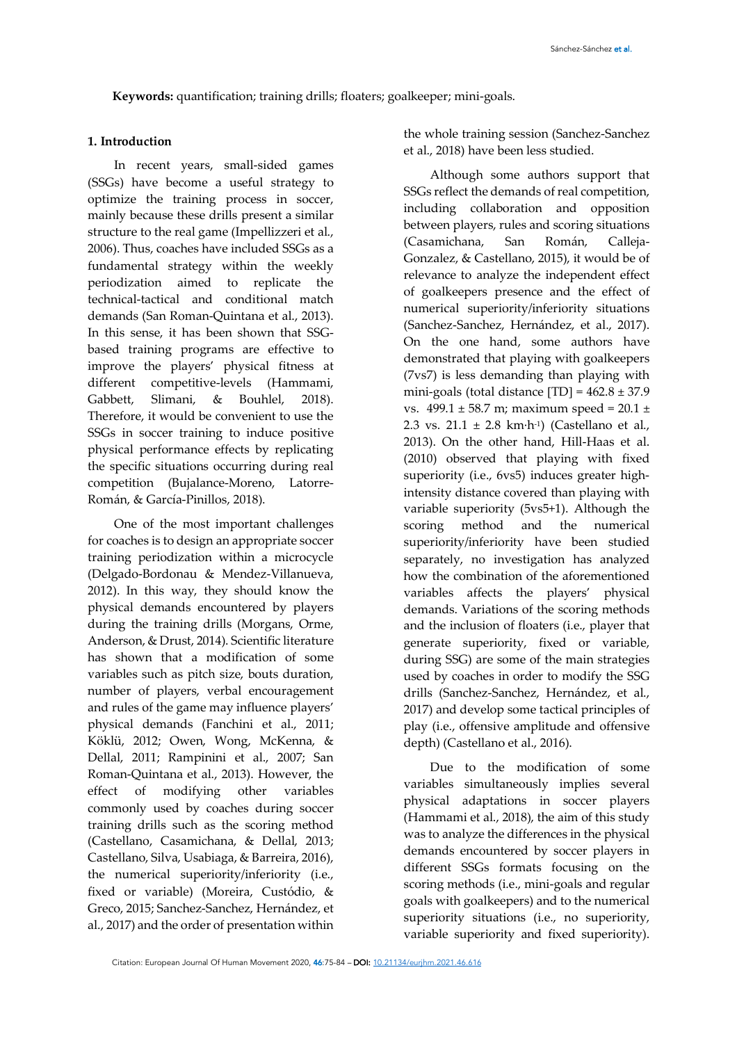**Keywords:** quantification; training drills; floaters; goalkeeper; mini-goals.

## 1. Introduction

In recent years, small-sided games (SSGs) have become a useful strategy to optimize the training process in soccer, mainly because these drills present a similar structure to the real game (Impellizzeri et al., 2006). Thus, coaches have included SSGs as a fundamental strategy within the weekly periodization aimed to replicate the technical-tactical and conditional match demands (San Roman-Quintana et al., 2013). In this sense, it has been shown that SSG-based training programs are effective to improve the players' physical fitness at different competitive-levels (Hammami, Gabbett, Slimani, & Bouhlel, 2018). Therefore, it would be convenient to use the SSGs in soccer training to induce positive physical performance effects by replicating the specific situations occurring during real competition (Bujalance-Moreno, Latorre-Román, & García-Pinillos, 2018).

One of the most important challenges for coaches is to design an appropriate soccer training periodization within a microcycle (Delgado-Bordonau & Mendez-Villanueva, 2012). In this way, they should know the physical demands encountered by players during the training drills (Morgans, Orme, Anderson, & Drust, 2014). Scientific literature has shown that a modification of some variables such as pitch size, bouts duration, number of players, verbal encouragement and rules of the game may influence players' physical demands (Fanchini et al., 2011; Köklü, 2012; Owen, Wong, McKenna, & Dellal, 2011; Rampinini et al., 2007; San Roman-Quintana et al., 2013). However, the effect of modifying other variables commonly used by coaches during soccer training drills such as the scoring method (Castellano, Casamichana, & Dellal, 2013; Castellano, Silva, Usabiaga, & Barreira, 2016), the numerical superiority/inferiority (i.e., fixed or variable) (Moreira, Custódio, & Greco, 2015; Sanchez-Sanchez, Hernández, et al., 2017) and the order of presentation within the whole training session (Sanchez-Sanchez et al., 2018) have been less studied.

Although some authors support that SSGs reflect the demands of real competition, including collaboration and opposition between players, rules and scoring situations (Casamichana, San Román, Calleja-Gonzalez, & Castellano, 2015), it would be of relevance to analyze the independent effect of goalkeepers presence and the effect of numerical superiority/inferiority situations (Sanchez-Sanchez, Hernández, et al., 2017). On the one hand, some authors have demonstrated that playing with goalkeepers (7vs7) is less demanding than playing with mini-goals (total distance [TD] = 462.8 ± 37.9 vs. 499.1 ± 58.7 m; maximum speed = 20.1 ± 2.3 vs. 21.1 ± 2.8 km·h$^{-1}$) (Castellano et al., 2013). On the other hand, Hill-Haas et al. (2010) observed that playing with fixed superiority (i.e., 6vs5) induces greater high-intensity distance covered than playing with variable superiority (5vs5+1). Although the scoring method and the numerical superiority/inferiority have been studied separately, no investigation has analyzed how the combination of the aforementioned variables affects the players' physical demands. Variations of the scoring methods and the inclusion of floaters (i.e., player that generate superiority, fixed or variable, during SSG) are some of the main strategies used by coaches in order to modify the SSG drills (Sanchez-Sanchez, Hernández, et al., 2017) and develop some tactical principles of play (i.e., offensive amplitude and offensive depth) (Castellano et al., 2016).

Due to the modification of some variables simultaneously implies several physical adaptations in soccer players (Hammami et al., 2018), the aim of this study was to analyze the differences in the physical demands encountered by soccer players in different SSGs formats focusing on the scoring methods (i.e., mini-goals and regular goals with goalkeepers) and to the numerical superiority situations (i.e., no superiority, variable superiority and fixed superiority).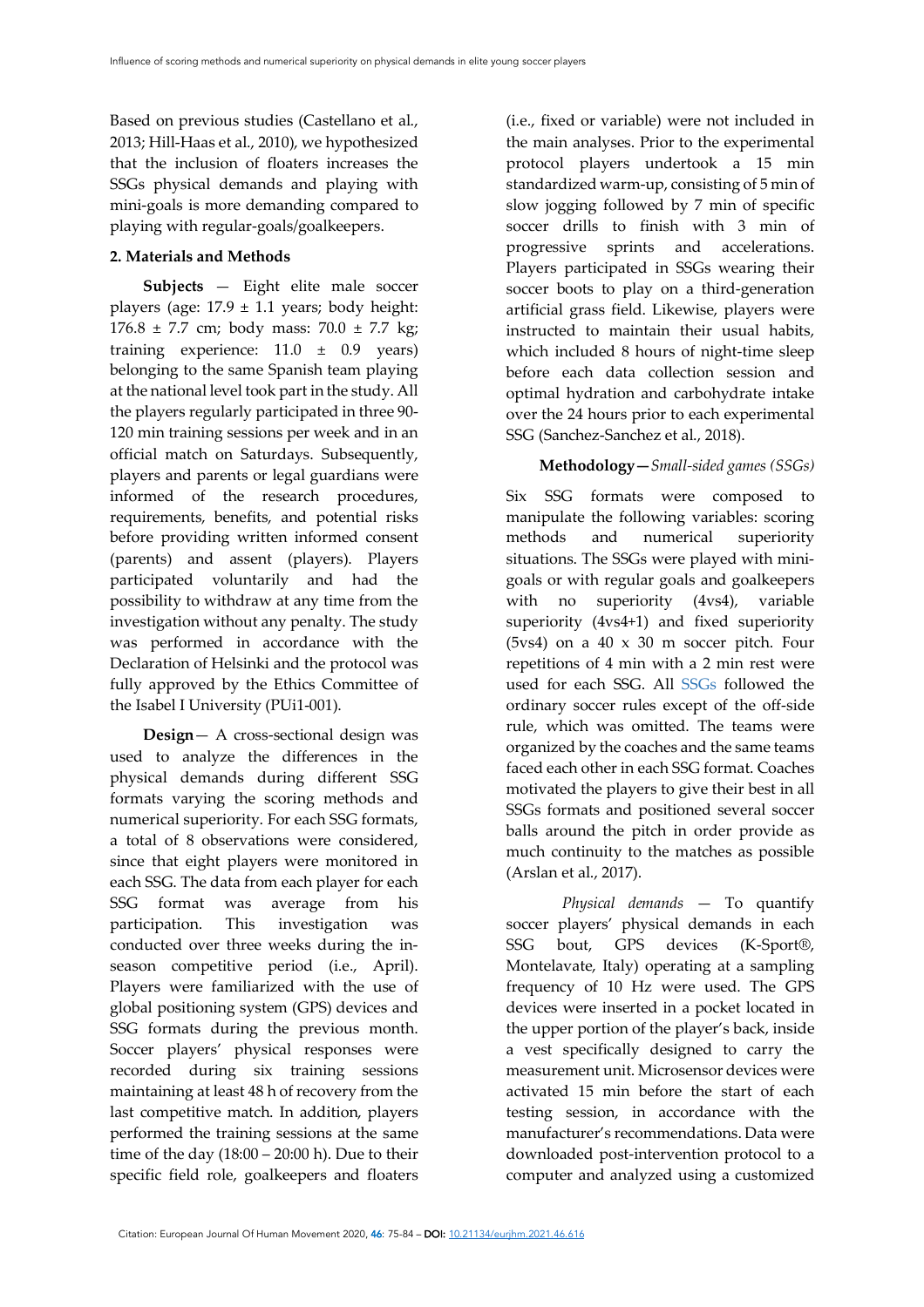Based on previous studies (Castellano et al., 2013; Hill-Haas et al., 2010), we hypothesized that the inclusion of floaters increases the SSGs physical demands and playing with mini-goals is more demanding compared to playing with regular-goals/goalkeepers.

## 2. Materials and Methods

**Subjects** — Eight elite male soccer players (age: 17.9 ± 1.1 years; body height: 176.8 ± 7.7 cm; body mass: 70.0 ± 7.7 kg; training experience: 11.0 ± 0.9 years) belonging to the same Spanish team playing at the national level took part in the study. All the players regularly participated in three 90-120 min training sessions per week and in an official match on Saturdays. Subsequently, players and parents or legal guardians were informed of the research procedures, requirements, benefits, and potential risks before providing written informed consent (parents) and assent (players). Players participated voluntarily and had the possibility to withdraw at any time from the investigation without any penalty. The study was performed in accordance with the Declaration of Helsinki and the protocol was fully approved by the Ethics Committee of the Isabel I University (PUi1-001).

**Design**— A cross-sectional design was used to analyze the differences in the physical demands during different SSG formats varying the scoring methods and numerical superiority. For each SSG formats, a total of 8 observations were considered, since that eight players were monitored in each SSG. The data from each player for each SSG format was average from his participation. This investigation was conducted over three weeks during the in-season competitive period (i.e., April). Players were familiarized with the use of global positioning system (GPS) devices and SSG formats during the previous month. Soccer players' physical responses were recorded during six training sessions maintaining at least 48 h of recovery from the last competitive match. In addition, players performed the training sessions at the same time of the day (18:00 – 20:00 h). Due to their specific field role, goalkeepers and floaters (i.e., fixed or variable) were not included in the main analyses. Prior to the experimental protocol players undertook a 15 min standardized warm-up, consisting of 5 min of slow jogging followed by 7 min of specific soccer drills to finish with 3 min of progressive sprints and accelerations. Players participated in SSGs wearing their soccer boots to play on a third-generation artificial grass field. Likewise, players were instructed to maintain their usual habits, which included 8 hours of night-time sleep before each data collection session and optimal hydration and carbohydrate intake over the 24 hours prior to each experimental SSG (Sanchez-Sanchez et al., 2018).

**Methodology—** *Small-sided games (SSGs)*

Six SSG formats were composed to manipulate the following variables: scoring methods and numerical superiority situations. The SSGs were played with mini-goals or with regular goals and goalkeepers with no superiority (4vs4), variable superiority (4vs4+1) and fixed superiority (5vs4) on a 40 x 30 m soccer pitch. Four repetitions of 4 min with a 2 min rest were used for each SSG. All SSGs followed the ordinary soccer rules except of the off-side rule, which was omitted. The teams were organized by the coaches and the same teams faced each other in each SSG format. Coaches motivated the players to give their best in all SSGs formats and positioned several soccer balls around the pitch in order provide as much continuity to the matches as possible (Arslan et al., 2017).

*Physical demands* — To quantify soccer players' physical demands in each SSG bout, GPS devices (K-Sport®, Montelavate, Italy) operating at a sampling frequency of 10 Hz were used. The GPS devices were inserted in a pocket located in the upper portion of the player's back, inside a vest specifically designed to carry the measurement unit. Microsensor devices were activated 15 min before the start of each testing session, in accordance with the manufacturer's recommendations. Data were downloaded post-intervention protocol to a computer and analyzed using a customized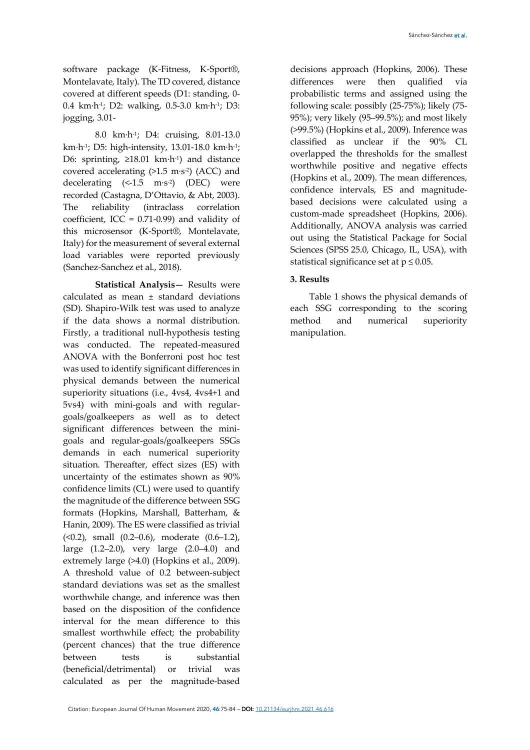software package (K-Fitness, K-Sport®, Montelavate, Italy). The TD covered, distance covered at different speeds (D1: standing, 0-0.4 km·h$^{-1}$; D2: walking, 0.5-3.0 km·h$^{-1}$; D3: jogging, 3.01-8.0 km·h$^{-1}$; D4: cruising, 8.01-13.0 km·h$^{-1}$; D5: high-intensity, 13.01-18.0 km·h$^{-1}$; D6: sprinting, ≥18.01 km·h$^{-1}$) and distance covered accelerating (>1.5 m·s$^{-2}$) (ACC) and decelerating (<-1.5 m·s$^{-2}$) (DEC) were recorded (Castagna, D'Ottavio, & Abt, 2003). The reliability (intraclass correlation coefficient, ICC = 0.71-0.99) and validity of this microsensor (K-Sport®, Montelavate, Italy) for the measurement of several external load variables were reported previously (Sanchez-Sanchez et al., 2018).

**Statistical Analysis—** Results were calculated as mean ± standard deviations (SD). Shapiro-Wilk test was used to analyze if the data shows a normal distribution. Firstly, a traditional null-hypothesis testing was conducted. The repeated-measured ANOVA with the Bonferroni post hoc test was used to identify significant differences in physical demands between the numerical superiority situations (i.e., 4vs4, 4vs4+1 and 5vs4) with mini-goals and with regular-goals/goalkeepers as well as to detect significant differences between the mini-goals and regular-goals/goalkeepers SSGs demands in each numerical superiority situation. Thereafter, effect sizes (ES) with uncertainty of the estimates shown as 90% confidence limits (CL) were used to quantify the magnitude of the difference between SSG formats (Hopkins, Marshall, Batterham, & Hanin, 2009). The ES were classified as trivial (<0.2), small (0.2–0.6), moderate (0.6–1.2), large (1.2–2.0), very large (2.0–4.0) and extremely large (>4.0) (Hopkins et al., 2009). A threshold value of 0.2 between-subject standard deviations was set as the smallest worthwhile change, and inference was then based on the disposition of the confidence interval for the mean difference to this smallest worthwhile effect; the probability (percent chances) that the true difference between tests is substantial (beneficial/detrimental) or trivial was calculated as per the magnitude-based decisions approach (Hopkins, 2006). These differences were then qualified via probabilistic terms and assigned using the following scale: possibly (25-75%); likely (75-95%); very likely (95–99.5%); and most likely (>99.5%) (Hopkins et al., 2009). Inference was classified as unclear if the 90% CL overlapped the thresholds for the smallest worthwhile positive and negative effects (Hopkins et al., 2009). The mean differences, confidence intervals, ES and magnitude-based decisions were calculated using a custom-made spreadsheet (Hopkins, 2006). Additionally, ANOVA analysis was carried out using the Statistical Package for Social Sciences (SPSS 25.0, Chicago, IL, USA), with statistical significance set at $p \leq 0.05$.

## 3. Results

Table 1 shows the physical demands of each SSG corresponding to the scoring method and numerical superiority manipulation.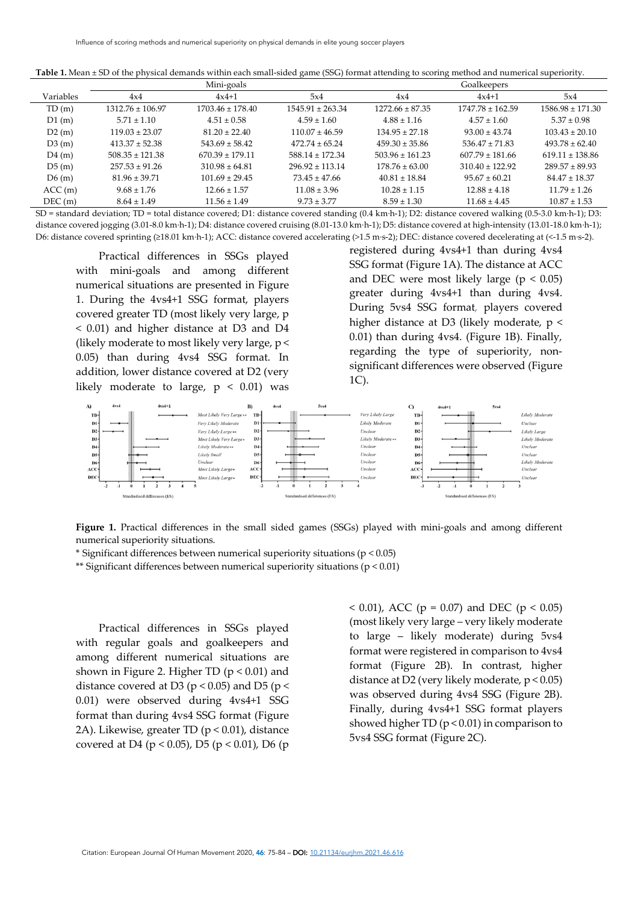**Table 1.** Mean ± SD of the physical demands within each small-sided game (SSG) format attending to scoring method and numerical superiority.

| Variables | Mini-goals | | | Goalkeepers | | |
|---|---|---|---|---|---|---|
| | 4x4 | 4x4+1 | 5x4 | 4x4 | 4x4+1 | 5x4 |
| TD (m) | 1312.76 ± 106.97 | 1703.46 ± 178.40 | 1545.91 ± 263.34 | 1272.66 ± 87.35 | 1747.78 ± 162.59 | 1586.98 ± 171.30 |
| D1 (m) | 5.71 ± 1.10 | 4.51 ± 0.58 | 4.59 ± 1.60 | 4.88 ± 1.16 | 4.57 ± 1.60 | 5.37 ± 0.98 |
| D2 (m) | 119.03 ± 23.07 | 81.20 ± 22.40 | 110.07 ± 46.59 | 134.95 ± 27.18 | 93.00 ± 43.74 | 103.43 ± 20.10 |
| D3 (m) | 413.37 ± 52.38 | 543.69 ± 58.42 | 472.74 ± 65.24 | 459.30 ± 35.86 | 536.47 ± 71.83 | 493.78 ± 62.40 |
| D4 (m) | 508.35 ± 121.38 | 670.39 ± 179.11 | 588.14 ± 172.34 | 503.96 ± 161.23 | 607.79 ± 181.66 | 619.11 ± 138.86 |
| D5 (m) | 257.53 ± 91.26 | 310.98 ± 64.81 | 296.92 ± 113.14 | 178.76 ± 63.00 | 310.40 ± 122.92 | 289.57 ± 89.93 |
| D6 (m) | 81.96 ± 39.71 | 101.69 ± 29.45 | 73.45 ± 47.66 | 40.81 ± 18.84 | 95.67 ± 60.21 | 84.47 ± 18.37 |
| ACC (m) | 9.68 ± 1.76 | 12.66 ± 1.57 | 11.08 ± 3.96 | 10.28 ± 1.15 | 12.88 ± 4.18 | 11.79 ± 1.26 |
| DEC (m) | 8.64 ± 1.49 | 11.56 ± 1.49 | 9.73 ± 3.77 | 8.59 ± 1.30 | 11.68 ± 4.45 | 10.87 ± 1.53 |

SD = standard deviation; TD = total distance covered; D1: distance covered standing (0.4 km·h-1); D2: distance covered walking (0.5-3.0 km·h-1); D3: distance covered jogging (3.01-8.0 km·h-1); D4: distance covered cruising (8.01-13.0 km·h-1); D5: distance covered at high-intensity (13.01-18.0 km·h-1); D6: distance covered sprinting (≥18.01 km·h-1); ACC: distance covered accelerating (>1.5 m·s-2); DEC: distance covered decelerating at (<-1.5 m·s-2).

Practical differences in SSGs played with mini-goals and among different numerical situations are presented in Figure 1. During the 4vs4+1 SSG format, players covered greater TD (most likely very large, $p < 0.01$) and higher distance at D3 and D4 (likely moderate to most likely very large, $p < 0.05$) than during 4vs4 SSG format. In addition, lower distance covered at D2 (very likely moderate to large, $p < 0.01$) was registered during 4vs4+1 than during 4vs4 SSG format (Figure 1A). The distance at ACC and DEC were most likely large ($p < 0.05$) greater during 4vs4+1 than during 4vs4. During 5vs4 SSG format, players covered higher distance at D3 (likely moderate, $p < 0.01$) than during 4vs4. (Figure 1B). Finally, regarding the type of superiority, non-significant differences were observed (Figure 1C).

**Figure 1.** Practical differences in the small sided games (SSGs) played with mini-goals and among different numerical superiority situations.

\* Significant differences between numerical superiority situations ($p < 0.05$)

\*\* Significant differences between numerical superiority situations ($p < 0.01$)

Practical differences in SSGs played with regular goals and goalkeepers and among different numerical situations are shown in Figure 2. Higher TD ($p < 0.01$) and distance covered at D3 ($p < 0.05$) and D5 ($p < 0.01$) were observed during 4vs4+1 SSG format than during 4vs4 SSG format (Figure 2A). Likewise, greater TD ($p < 0.01$), distance covered at D4 ($p < 0.05$), D5 ($p < 0.01$), D6 ($p < 0.01$), ACC ($p = 0.07$) and DEC ($p < 0.05$) (most likely very large – very likely moderate to large – likely moderate) during 5vs4 format were registered in comparison to 4vs4 format (Figure 2B). In contrast, higher distance at D2 (very likely moderate, $p < 0.05$) was observed during 4vs4 SSG (Figure 2B). Finally, during 4vs4+1 SSG format players showed higher TD ($p < 0.01$) in comparison to 5vs4 SSG format (Figure 2C).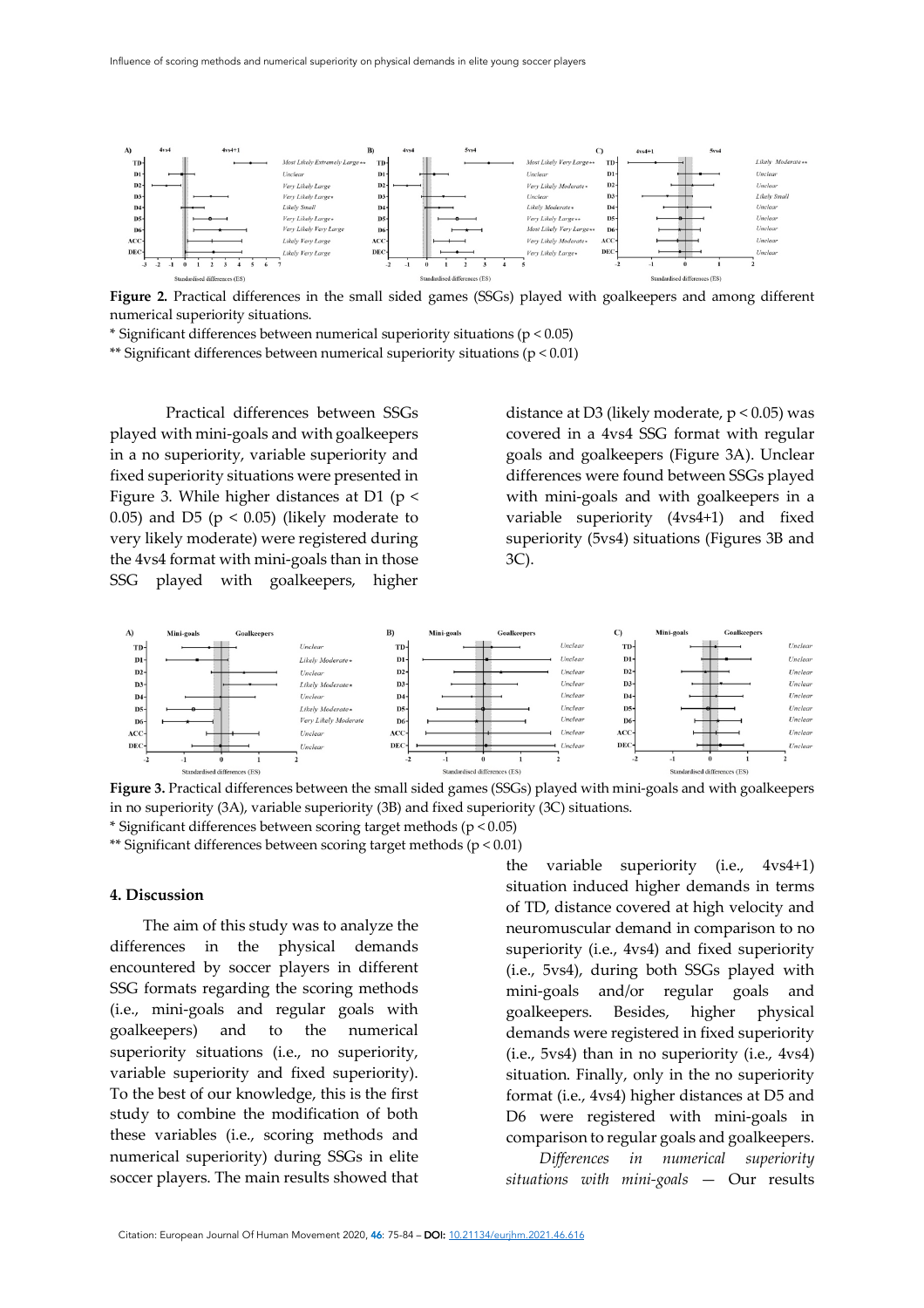**Figure 2.** Practical differences in the small sided games (SSGs) played with goalkeepers and among different numerical superiority situations.

\* Significant differences between numerical superiority situations ($p < 0.05$)

\*\* Significant differences between numerical superiority situations ($p < 0.01$)

Practical differences between SSGs played with mini-goals and with goalkeepers in a no superiority, variable superiority and fixed superiority situations were presented in Figure 3. While higher distances at D1 ($p < 0.05$) and D5 ($p < 0.05$) (likely moderate to very likely moderate) were registered during the 4vs4 format with mini-goals than in those SSG played with goalkeepers, higher distance at D3 (likely moderate, $p < 0.05$) was covered in a 4vs4 SSG format with regular goals and goalkeepers (Figure 3A). Unclear differences were found between SSGs played with mini-goals and with goalkeepers in a variable superiority (4vs4+1) and fixed superiority (5vs4) situations (Figures 3B and 3C).

**Figure 3.** Practical differences between the small sided games (SSGs) played with mini-goals and with goalkeepers in no superiority (3A), variable superiority (3B) and fixed superiority (3C) situations.

\* Significant differences between scoring target methods ($p < 0.05$)

\*\* Significant differences between scoring target methods ($p < 0.01$)

## 4. Discussion

The aim of this study was to analyze the differences in the physical demands encountered by soccer players in different SSG formats regarding the scoring methods (i.e., mini-goals and regular goals with goalkeepers) and to the numerical superiority situations (i.e., no superiority, variable superiority and fixed superiority). To the best of our knowledge, this is the first study to combine the modification of both these variables (i.e., scoring methods and numerical superiority) during SSGs in elite soccer players. The main results showed that the variable superiority (i.e., 4vs4+1) situation induced higher demands in terms of TD, distance covered at high velocity and neuromuscular demand in comparison to no superiority (i.e., 4vs4) and fixed superiority (i.e., 5vs4), during both SSGs played with mini-goals and/or regular goals and goalkeepers. Besides, higher physical demands were registered in fixed superiority (i.e., 5vs4) than in no superiority (i.e., 4vs4) situation. Finally, only in the no superiority format (i.e., 4vs4) higher distances at D5 and D6 were registered with mini-goals in comparison to regular goals and goalkeepers.

*Differences in numerical superiority situations with mini-goals* — Our results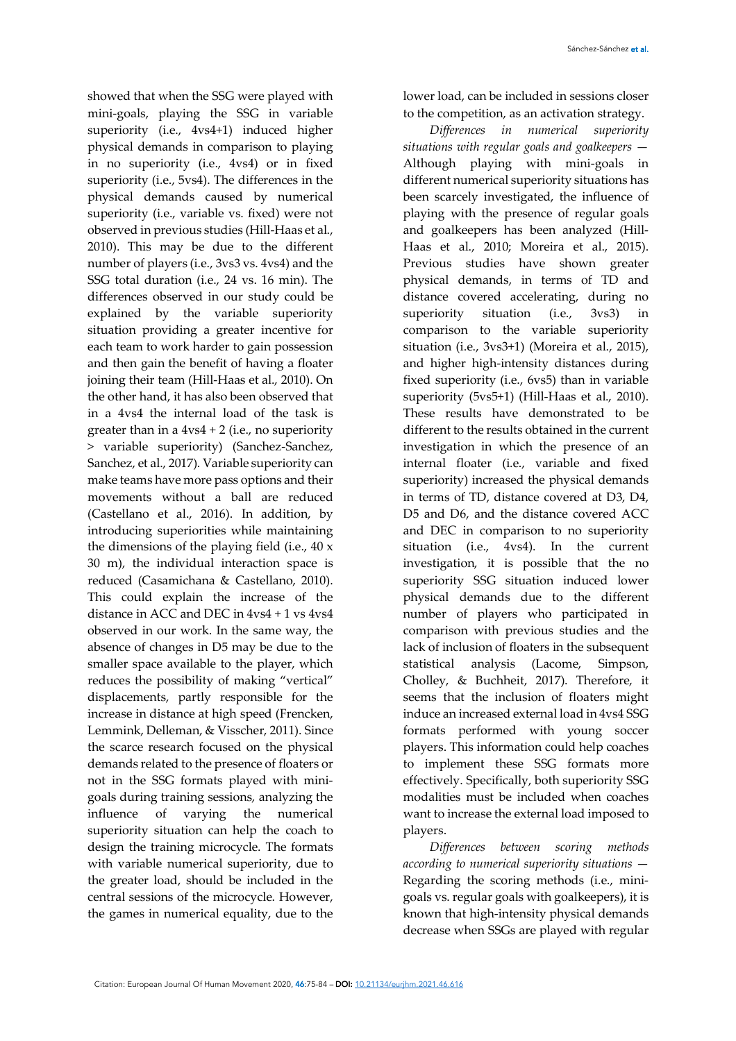showed that when the SSG were played with mini-goals, playing the SSG in variable superiority (i.e., 4vs4+1) induced higher physical demands in comparison to playing in no superiority (i.e., 4vs4) or in fixed superiority (i.e., 5vs4). The differences in the physical demands caused by numerical superiority (i.e., variable vs. fixed) were not observed in previous studies (Hill-Haas et al., 2010). This may be due to the different number of players (i.e., 3vs3 vs. 4vs4) and the SSG total duration (i.e., 24 vs. 16 min). The differences observed in our study could be explained by the variable superiority situation providing a greater incentive for each team to work harder to gain possession and then gain the benefit of having a floater joining their team (Hill-Haas et al., 2010). On the other hand, it has also been observed that in a 4vs4 the internal load of the task is greater than in a 4vs4 + 2 (i.e., no superiority > variable superiority) (Sanchez-Sanchez, Sanchez, et al., 2017). Variable superiority can make teams have more pass options and their movements without a ball are reduced (Castellano et al., 2016). In addition, by introducing superiorities while maintaining the dimensions of the playing field (i.e., 40 x 30 m), the individual interaction space is reduced (Casamichana & Castellano, 2010). This could explain the increase of the distance in ACC and DEC in 4vs4 + 1 vs 4vs4 observed in our work. In the same way, the absence of changes in D5 may be due to the smaller space available to the player, which reduces the possibility of making "vertical" displacements, partly responsible for the increase in distance at high speed (Frencken, Lemmink, Delleman, & Visscher, 2011). Since the scarce research focused on the physical demands related to the presence of floaters or not in the SSG formats played with mini-goals during training sessions, analyzing the influence of varying the numerical superiority situation can help the coach to design the training microcycle. The formats with variable numerical superiority, due to the greater load, should be included in the central sessions of the microcycle. However, the games in numerical equality, due to the lower load, can be included in sessions closer to the competition, as an activation strategy.

*Differences in numerical superiority situations with regular goals and goalkeepers* — Although playing with mini-goals in different numerical superiority situations has been scarcely investigated, the influence of playing with the presence of regular goals and goalkeepers has been analyzed (Hill-Haas et al., 2010; Moreira et al., 2015). Previous studies have shown greater physical demands, in terms of TD and distance covered accelerating, during no superiority situation (i.e., 3vs3) in comparison to the variable superiority situation (i.e., 3vs3+1) (Moreira et al., 2015), and higher high-intensity distances during fixed superiority (i.e., 6vs5) than in variable superiority (5vs5+1) (Hill-Haas et al., 2010). These results have demonstrated to be different to the results obtained in the current investigation in which the presence of an internal floater (i.e., variable and fixed superiority) increased the physical demands in terms of TD, distance covered at D3, D4, D5 and D6, and the distance covered ACC and DEC in comparison to no superiority situation (i.e., 4vs4). In the current investigation, it is possible that the no superiority SSG situation induced lower physical demands due to the different number of players who participated in comparison with previous studies and the lack of inclusion of floaters in the subsequent statistical analysis (Lacome, Simpson, Cholley, & Buchheit, 2017). Therefore, it seems that the inclusion of floaters might induce an increased external load in 4vs4 SSG formats performed with young soccer players. This information could help coaches to implement these SSG formats more effectively. Specifically, both superiority SSG modalities must be included when coaches want to increase the external load imposed to players.

*Differences between scoring methods according to numerical superiority situations* — Regarding the scoring methods (i.e., mini-goals vs. regular goals with goalkeepers), it is known that high-intensity physical demands decrease when SSGs are played with regular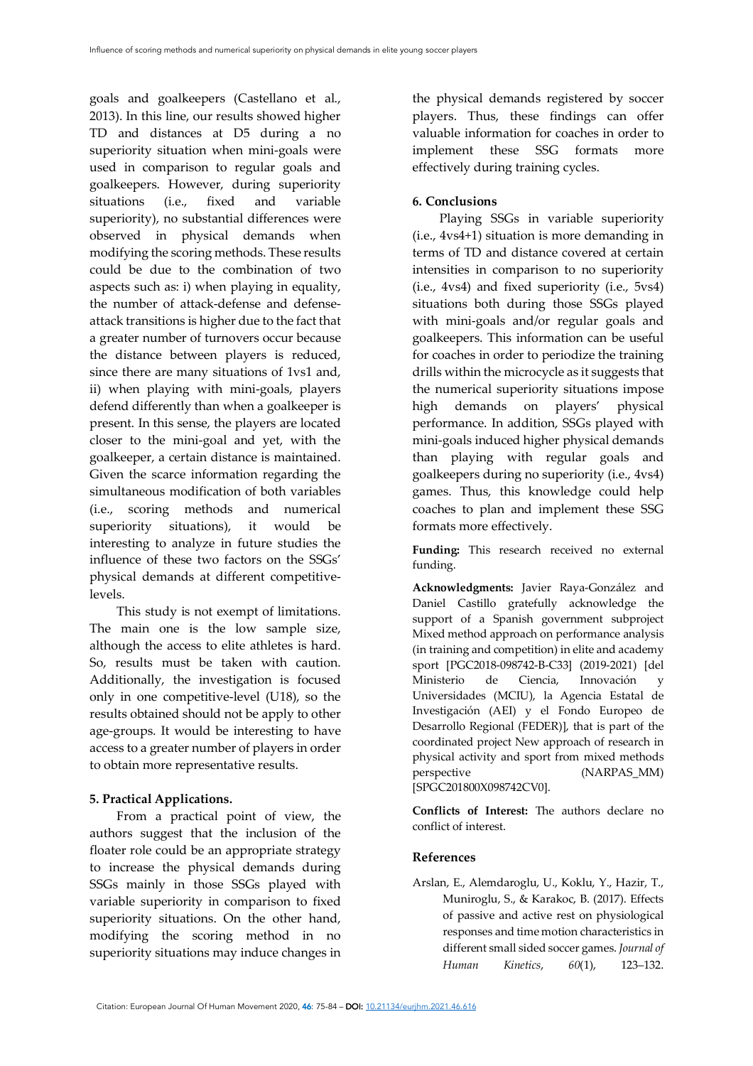goals and goalkeepers (Castellano et al., 2013). In this line, our results showed higher TD and distances at D5 during a no superiority situation when mini-goals were used in comparison to regular goals and goalkeepers. However, during superiority situations (i.e., fixed and variable superiority), no substantial differences were observed in physical demands when modifying the scoring methods. These results could be due to the combination of two aspects such as: i) when playing in equality, the number of attack-defense and defense-attack transitions is higher due to the fact that a greater number of turnovers occur because the distance between players is reduced, since there are many situations of 1vs1 and, ii) when playing with mini-goals, players defend differently than when a goalkeeper is present. In this sense, the players are located closer to the mini-goal and yet, with the goalkeeper, a certain distance is maintained. Given the scarce information regarding the simultaneous modification of both variables (i.e., scoring methods and numerical superiority situations), it would be interesting to analyze in future studies the influence of these two factors on the SSGs' physical demands at different competitive-levels.

This study is not exempt of limitations. The main one is the low sample size, although the access to elite athletes is hard. So, results must be taken with caution. Additionally, the investigation is focused only in one competitive-level (U18), so the results obtained should not be apply to other age-groups. It would be interesting to have access to a greater number of players in order to obtain more representative results.

## 5. Practical Applications.

From a practical point of view, the authors suggest that the inclusion of the floater role could be an appropriate strategy to increase the physical demands during SSGs mainly in those SSGs played with variable superiority in comparison to fixed superiority situations. On the other hand, modifying the scoring method in no superiority situations may induce changes in the physical demands registered by soccer players. Thus, these findings can offer valuable information for coaches in order to implement these SSG formats more effectively during training cycles.

## 6. Conclusions

Playing SSGs in variable superiority (i.e., 4vs4+1) situation is more demanding in terms of TD and distance covered at certain intensities in comparison to no superiority (i.e., 4vs4) and fixed superiority (i.e., 5vs4) situations both during those SSGs played with mini-goals and/or regular goals and goalkeepers. This information can be useful for coaches in order to periodize the training drills within the microcycle as it suggests that the numerical superiority situations impose high demands on players' physical performance. In addition, SSGs played with mini-goals induced higher physical demands than playing with regular goals and goalkeepers during no superiority (i.e., 4vs4) games. Thus, this knowledge could help coaches to plan and implement these SSG formats more effectively.

**Funding:** This research received no external funding.

**Acknowledgments:** Javier Raya-González and Daniel Castillo gratefully acknowledge the support of a Spanish government subproject Mixed method approach on performance analysis (in training and competition) in elite and academy sport [PGC2018-098742-B-C33] (2019-2021) [del Ministerio de Ciencia, Innovación y Universidades (MCIU), la Agencia Estatal de Investigación (AEI) y el Fondo Europeo de Desarrollo Regional (FEDER)], that is part of the coordinated project New approach of research in physical activity and sport from mixed methods perspective (NARPAS_MM) [SPGC201800X098742CV0].

**Conflicts of Interest:** The authors declare no conflict of interest.

## References

Arslan, E., Alemdaroglu, U., Koklu, Y., Hazir, T., Muniroglu, S., & Karakoc, B. (2017). Effects of passive and active rest on physiological responses and time motion characteristics in different small sided soccer games. *Journal of Human Kinetics*, *60*(1), 123–132.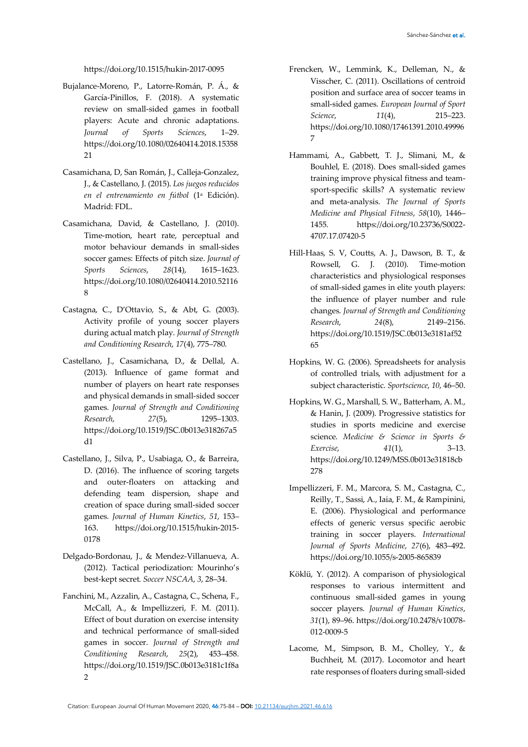https://doi.org/10.1515/hukin-2017-0095

Bujalance-Moreno, P., Latorre-Román, P. Á., & García-Pinillos, F. (2018). A systematic review on small-sided games in football players: Acute and chronic adaptations. *Journal of Sports Sciences*, 1–29. https://doi.org/10.1080/02640414.2018.1535821

Casamichana, D, San Román, J., Calleja-Gonzalez, J., & Castellano, J. (2015). *Los juegos reducidos en el entrenamiento en fútbol* (1ª Edición). Madrid: FDL.

Casamichana, David, & Castellano, J. (2010). Time-motion, heart rate, perceptual and motor behaviour demands in small-sides soccer games: Effects of pitch size. *Journal of Sports Sciences*, *28*(14), 1615–1623. https://doi.org/10.1080/02640414.2010.521168

Castagna, C., D'Ottavio, S., & Abt, G. (2003). Activity profile of young soccer players during actual match play. *Journal of Strength and Conditioning Research*, *17*(4), 775–780.

Castellano, J., Casamichana, D., & Dellal, A. (2013). Influence of game format and number of players on heart rate responses and physical demands in small-sided soccer games. *Journal of Strength and Conditioning Research*, *27*(5), 1295–1303. https://doi.org/10.1519/JSC.0b013e318267a5d1

Castellano, J., Silva, P., Usabiaga, O., & Barreira, D. (2016). The influence of scoring targets and outer-floaters on attacking and defending team dispersion, shape and creation of space during small-sided soccer games. *Journal of Human Kinetics*, *51*, 153–163. https://doi.org/10.1515/hukin-2015-0178

Delgado-Bordonau, J., & Mendez-Villanueva, A. (2012). Tactical periodization: Mourinho's best-kept secret. *Soccer NSCAA*, *3*, 28–34.

Fanchini, M., Azzalin, A., Castagna, C., Schena, F., McCall, A., & Impellizzeri, F. M. (2011). Effect of bout duration on exercise intensity and technical performance of small-sided games in soccer. *Journal of Strength and Conditioning Research*, *25*(2), 453–458. https://doi.org/10.1519/JSC.0b013e3181c1f8a2

Frencken, W., Lemmink, K., Delleman, N., & Visscher, C. (2011). Oscillations of centroid position and surface area of soccer teams in small-sided games. *European Journal of Sport Science*, *11*(4), 215–223. https://doi.org/10.1080/17461391.2010.499967

Hammami, A., Gabbett, T. J., Slimani, M., & Bouhlel, E. (2018). Does small-sided games training improve physical fitness and team-sport-specific skills? A systematic review and meta-analysis. *The Journal of Sports Medicine and Physical Fitness*, *58*(10), 1446–1455. https://doi.org/10.23736/S0022-4707.17.07420-5

Hill-Haas, S. V, Coutts, A. J., Dawson, B. T., & Rowsell, G. J. (2010). Time-motion characteristics and physiological responses of small-sided games in elite youth players: the influence of player number and rule changes. *Journal of Strength and Conditioning Research*, *24*(8), 2149–2156. https://doi.org/10.1519/JSC.0b013e3181af5265

Hopkins, W. G. (2006). Spreadsheets for analysis of controlled trials, with adjustment for a subject characteristic. *Sportscience*, *10*, 46–50.

Hopkins, W. G., Marshall, S. W., Batterham, A. M., & Hanin, J. (2009). Progressive statistics for studies in sports medicine and exercise science. *Medicine & Science in Sports & Exercise*, *41*(1), 3–13. https://doi.org/10.1249/MSS.0b013e31818cb278

Impellizzeri, F. M., Marcora, S. M., Castagna, C., Reilly, T., Sassi, A., Iaia, F. M., & Rampinini, E. (2006). Physiological and performance effects of generic versus specific aerobic training in soccer players. *International Journal of Sports Medicine*, *27*(6), 483–492. https://doi.org/10.1055/s-2005-865839

Köklü, Y. (2012). A comparison of physiological responses to various intermittent and continuous small-sided games in young soccer players. *Journal of Human Kinetics*, *31*(1), 89–96. https://doi.org/10.2478/v10078-012-0009-5

Lacome, M., Simpson, B. M., Cholley, Y., & Buchheit, M. (2017). Locomotor and heart rate responses of floaters during small-sided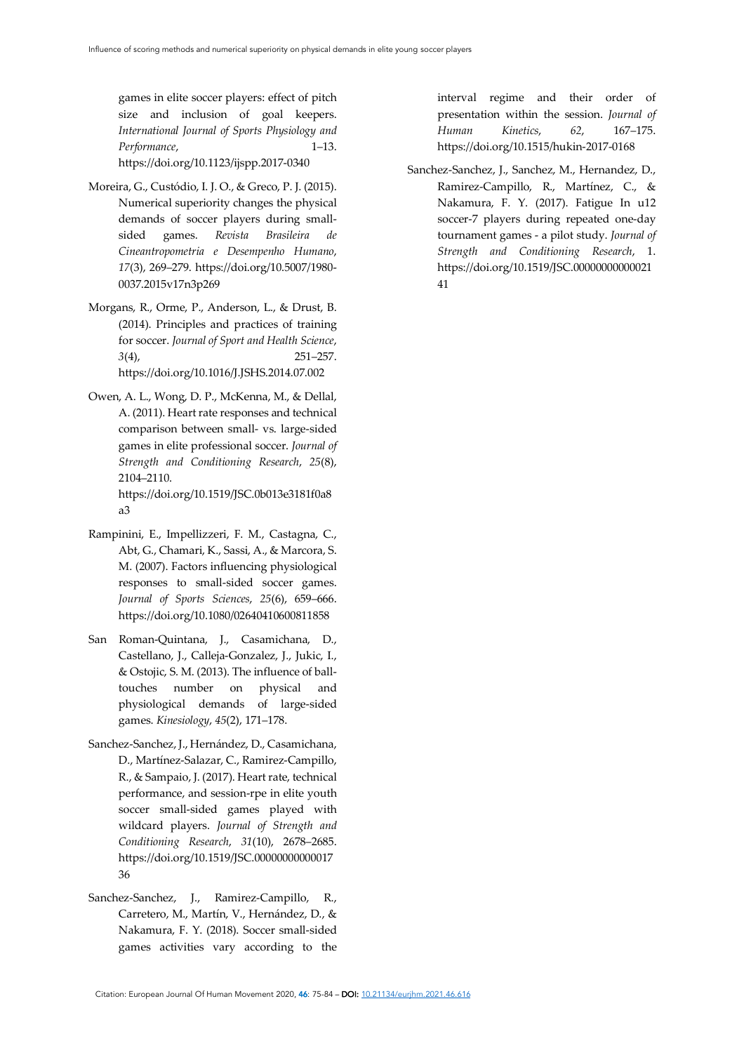games in elite soccer players: effect of pitch size and inclusion of goal keepers. *International Journal of Sports Physiology and Performance*, 1–13. https://doi.org/10.1123/ijspp.2017-0340

Moreira, G., Custódio, I. J. O., & Greco, P. J. (2015). Numerical superiority changes the physical demands of soccer players during small-sided games. *Revista Brasileira de Cineantropometria e Desempenho Humano*, *17*(3), 269–279. https://doi.org/10.5007/1980-0037.2015v17n3p269

Morgans, R., Orme, P., Anderson, L., & Drust, B. (2014). Principles and practices of training for soccer. *Journal of Sport and Health Science*, *3*(4), 251–257. https://doi.org/10.1016/J.JSHS.2014.07.002

Owen, A. L., Wong, D. P., McKenna, M., & Dellal, A. (2011). Heart rate responses and technical comparison between small- vs. large-sided games in elite professional soccer. *Journal of Strength and Conditioning Research*, *25*(8), 2104–2110. https://doi.org/10.1519/JSC.0b013e3181f0a8a3

Rampinini, E., Impellizzeri, F. M., Castagna, C., Abt, G., Chamari, K., Sassi, A., & Marcora, S. M. (2007). Factors influencing physiological responses to small-sided soccer games. *Journal of Sports Sciences*, *25*(6), 659–666. https://doi.org/10.1080/02640410600811858

San Roman-Quintana, J., Casamichana, D., Castellano, J., Calleja-Gonzalez, J., Jukic, I., & Ostojic, S. M. (2013). The influence of ball-touches number on physical and physiological demands of large-sided games. *Kinesiology*, *45*(2), 171–178.

Sanchez-Sanchez, J., Hernández, D., Casamichana, D., Martínez-Salazar, C., Ramirez-Campillo, R., & Sampaio, J. (2017). Heart rate, technical performance, and session-rpe in elite youth soccer small-sided games played with wildcard players. *Journal of Strength and Conditioning Research*, *31*(10), 2678–2685. https://doi.org/10.1519/JSC.0000000000001736

Sanchez-Sanchez, J., Ramirez-Campillo, R., Carretero, M., Martín, V., Hernández, D., & Nakamura, F. Y. (2018). Soccer small-sided games activities vary according to the interval regime and their order of presentation within the session. *Journal of Human Kinetics*, *62*, 167–175. https://doi.org/10.1515/hukin-2017-0168

Sanchez-Sanchez, J., Sanchez, M., Hernandez, D., Ramirez-Campillo, R., Martínez, C., & Nakamura, F. Y. (2017). Fatigue In u12 soccer-7 players during repeated one-day tournament games - a pilot study. *Journal of Strength and Conditioning Research*, 1. https://doi.org/10.1519/JSC.0000000000002141